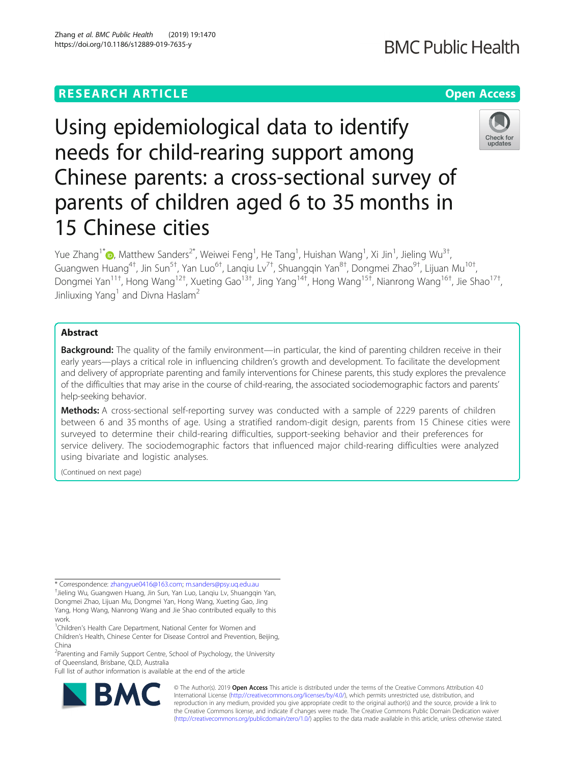RESEARCH ARTICLE

Open Access

# Using epidemiological data to identify needs for child-rearing support among Chinese parents: a cross-sectional survey of parents of children aged 6 to 35 months in 15 Chinese cities

Yue Zhang[1*], Matthew Sanders[2*], Weiwei Feng[1], He Tang[1], Huishan Wang[1], Xi Jin[1], Jieling Wu[3†], Guangwen Huang[4†], Jin Sun[5†], Yan Luo[6†], Lanqiu Lv[7†], Shuangqin Yan[8†], Dongmei Zhao[9†], Lijuan Mu[10†], Dongmei Yan[11†], Hong Wang[12†], Xueting Gao[13†], Jing Yang[14†], Hong Wang[15†], Nianrong Wang[16†], Jie Shao[17†], Jinliuxing Yang[1] and Divna Haslam[2]

## Abstract

**Background:** The quality of the family environment—in particular, the kind of parenting children receive in their early years—plays a critical role in influencing children's growth and development. To facilitate the development and delivery of appropriate parenting and family interventions for Chinese parents, this study explores the prevalence of the difficulties that may arise in the course of child-rearing, the associated sociodemographic factors and parents' help-seeking behavior.

**Methods:** A cross-sectional self-reporting survey was conducted with a sample of 2229 parents of children between 6 and 35 months of age. Using a stratified random-digit design, parents from 15 Chinese cities were surveyed to determine their child-rearing difficulties, support-seeking behavior and their preferences for service delivery. The sociodemographic factors that influenced major child-rearing difficulties were analyzed using bivariate and logistic analyses.

(Continued on next page)

* Correspondence: zhangyue0416@163.com; m.sanders@psy.uq.edu.au

†Jieling Wu, Guangwen Huang, Jin Sun, Yan Luo, Lanqiu Lv, Shuangqin Yan, Dongmei Zhao, Lijuan Mu, Dongmei Yan, Hong Wang, Xueting Gao, Jing Yang, Hong Wang, Nianrong Wang and Jie Shao contributed equally to this work.

[1]Children's Health Care Department, National Center for Women and Children's Health, Chinese Center for Disease Control and Prevention, Beijing, China

[2]Parenting and Family Support Centre, School of Psychology, the University of Queensland, Brisbane, QLD, Australia

Full list of author information is available at the end of the article

© The Author(s). 2019 **Open Access** This article is distributed under the terms of the Creative Commons Attribution 4.0 International License (http://creativecommons.org/licenses/by/4.0/), which permits unrestricted use, distribution, and reproduction in any medium, provided you give appropriate credit to the original author(s) and the source, provide a link to the Creative Commons license, and indicate if changes were made. The Creative Commons Public Domain Dedication waiver (http://creativecommons.org/publicdomain/zero/1.0/) applies to the data made available in this article, unless otherwise stated.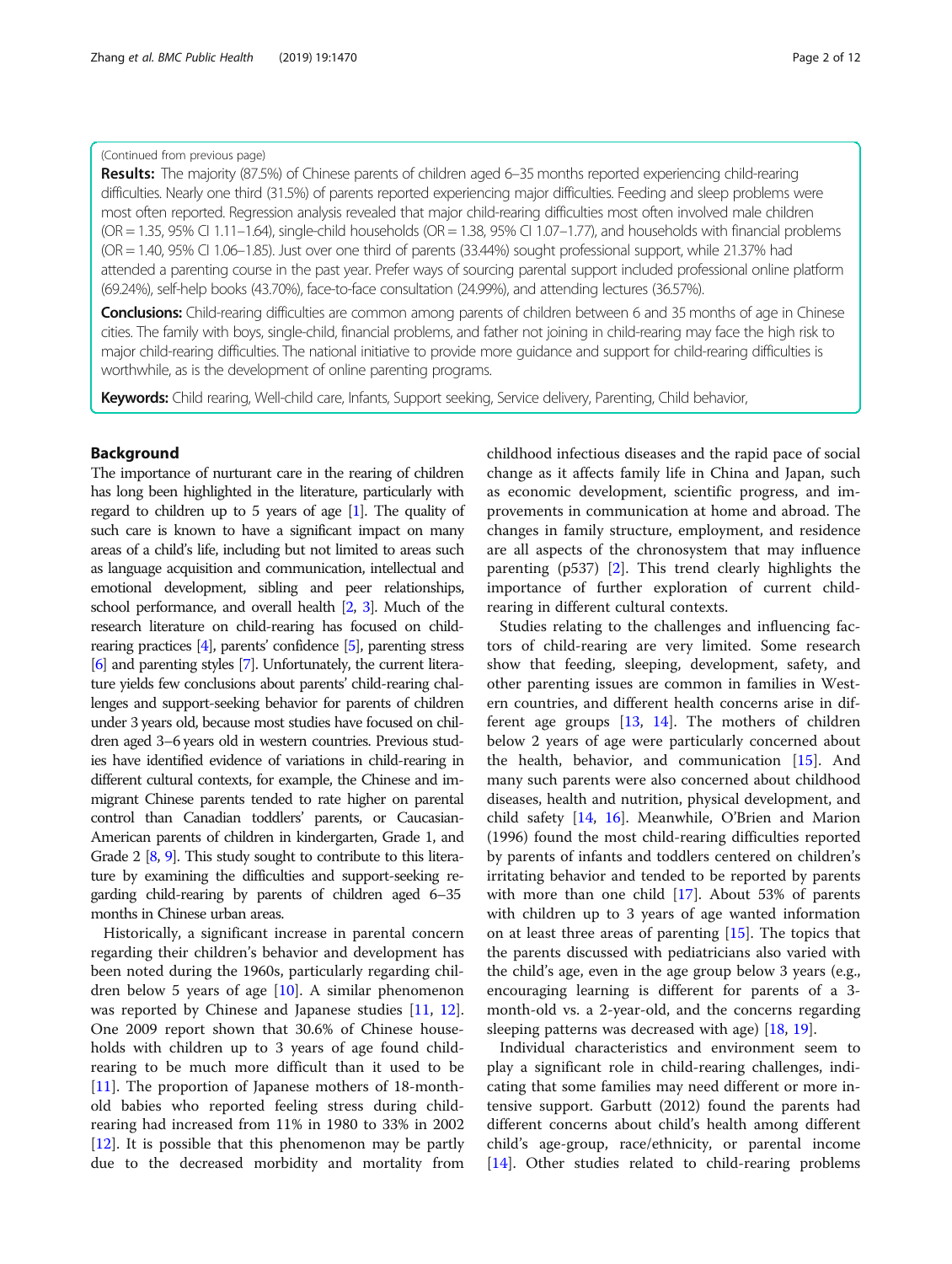(Continued from previous page)

**Results:** The majority (87.5%) of Chinese parents of children aged 6–35 months reported experiencing child-rearing difficulties. Nearly one third (31.5%) of parents reported experiencing major difficulties. Feeding and sleep problems were most often reported. Regression analysis revealed that major child-rearing difficulties most often involved male children (OR = 1.35, 95% CI 1.11–1.64), single-child households (OR = 1.38, 95% CI 1.07–1.77), and households with financial problems (OR = 1.40, 95% CI 1.06–1.85). Just over one third of parents (33.44%) sought professional support, while 21.37% had attended a parenting course in the past year. Prefer ways of sourcing parental support included professional online platform (69.24%), self-help books (43.70%), face-to-face consultation (24.99%), and attending lectures (36.57%).

**Conclusions:** Child-rearing difficulties are common among parents of children between 6 and 35 months of age in Chinese cities. The family with boys, single-child, financial problems, and father not joining in child-rearing may face the high risk to major child-rearing difficulties. The national initiative to provide more guidance and support for child-rearing difficulties is worthwhile, as is the development of online parenting programs.

**Keywords:** Child rearing, Well-child care, Infants, Support seeking, Service delivery, Parenting, Child behavior,

## Background

The importance of nurturant care in the rearing of children has long been highlighted in the literature, particularly with regard to children up to 5 years of age [1]. The quality of such care is known to have a significant impact on many areas of a child's life, including but not limited to areas such as language acquisition and communication, intellectual and emotional development, sibling and peer relationships, school performance, and overall health [2, 3]. Much of the research literature on child-rearing has focused on child-rearing practices [4], parents' confidence [5], parenting stress [6] and parenting styles [7]. Unfortunately, the current literature yields few conclusions about parents' child-rearing challenges and support-seeking behavior for parents of children under 3 years old, because most studies have focused on children aged 3–6 years old in western countries. Previous studies have identified evidence of variations in child-rearing in different cultural contexts, for example, the Chinese and immigrant Chinese parents tended to rate higher on parental control than Canadian toddlers' parents, or Caucasian-American parents of children in kindergarten, Grade 1, and Grade 2 [8, 9]. This study sought to contribute to this literature by examining the difficulties and support-seeking regarding child-rearing by parents of children aged 6–35 months in Chinese urban areas.

Historically, a significant increase in parental concern regarding their children's behavior and development has been noted during the 1960s, particularly regarding children below 5 years of age [10]. A similar phenomenon was reported by Chinese and Japanese studies [11, 12]. One 2009 report shown that 30.6% of Chinese households with children up to 3 years of age found child-rearing to be much more difficult than it used to be [11]. The proportion of Japanese mothers of 18-month-old babies who reported feeling stress during child-rearing had increased from 11% in 1980 to 33% in 2002 [12]. It is possible that this phenomenon may be partly due to the decreased morbidity and mortality from childhood infectious diseases and the rapid pace of social change as it affects family life in China and Japan, such as economic development, scientific progress, and improvements in communication at home and abroad. The changes in family structure, employment, and residence are all aspects of the chronosystem that may influence parenting (p537) [2]. This trend clearly highlights the importance of further exploration of current child-rearing in different cultural contexts.

Studies relating to the challenges and influencing factors of child-rearing are very limited. Some research show that feeding, sleeping, development, safety, and other parenting issues are common in families in Western countries, and different health concerns arise in different age groups [13, 14]. The mothers of children below 2 years of age were particularly concerned about the health, behavior, and communication [15]. And many such parents were also concerned about childhood diseases, health and nutrition, physical development, and child safety [14, 16]. Meanwhile, O'Brien and Marion (1996) found the most child-rearing difficulties reported by parents of infants and toddlers centered on children's irritating behavior and tended to be reported by parents with more than one child [17]. About 53% of parents with children up to 3 years of age wanted information on at least three areas of parenting [15]. The topics that the parents discussed with pediatricians also varied with the child's age, even in the age group below 3 years (e.g., encouraging learning is different for parents of a 3-month-old vs. a 2-year-old, and the concerns regarding sleeping patterns was decreased with age) [18, 19].

Individual characteristics and environment seem to play a significant role in child-rearing challenges, indicating that some families may need different or more intensive support. Garbutt (2012) found the parents had different concerns about child's health among different child's age-group, race/ethnicity, or parental income [14]. Other studies related to child-rearing problems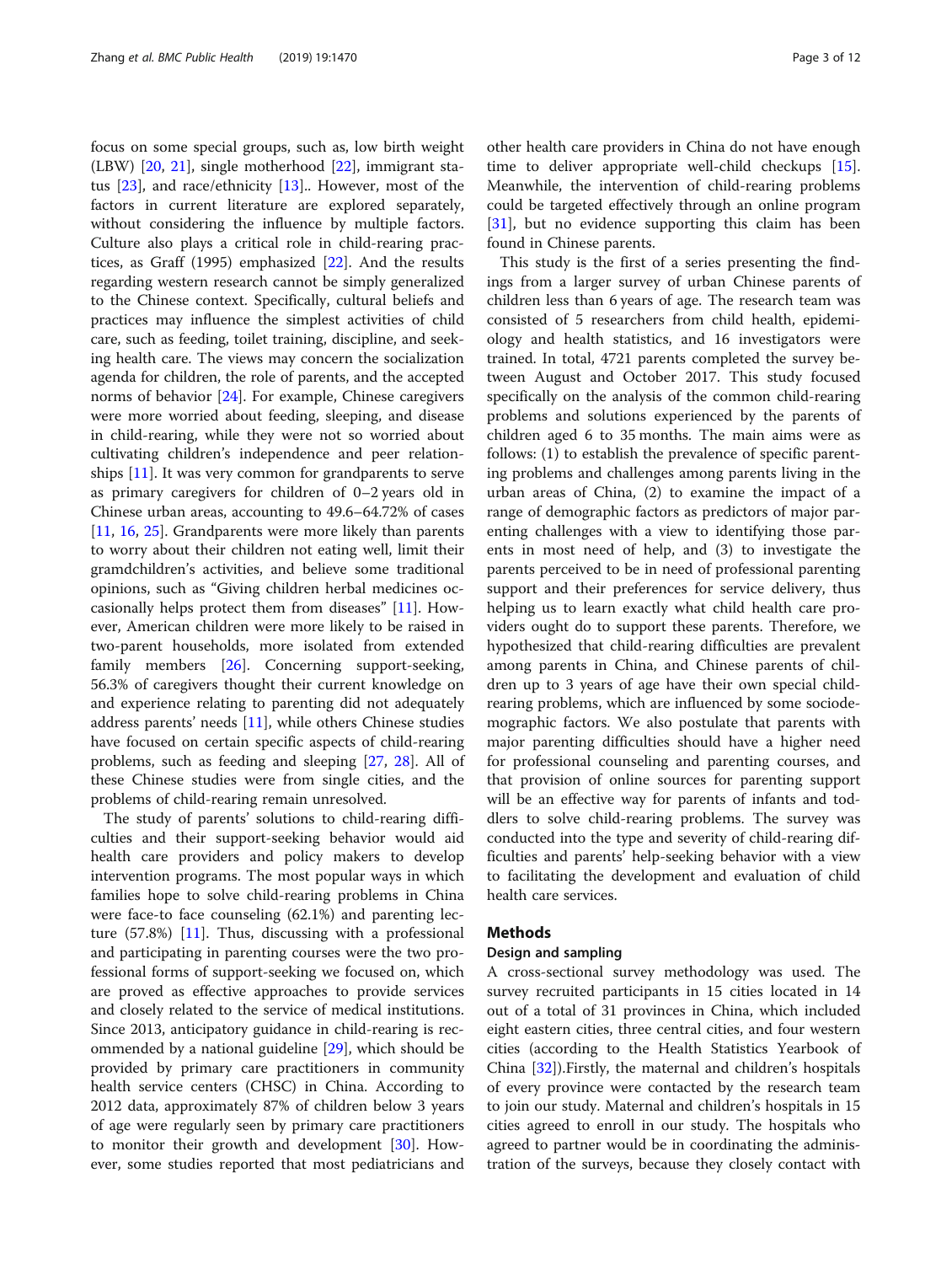focus on some special groups, such as, low birth weight (LBW) [20, 21], single motherhood [22], immigrant status [23], and race/ethnicity [13].. However, most of the factors in current literature are explored separately, without considering the influence by multiple factors. Culture also plays a critical role in child-rearing practices, as Graff (1995) emphasized [22]. And the results regarding western research cannot be simply generalized to the Chinese context. Specifically, cultural beliefs and practices may influence the simplest activities of child care, such as feeding, toilet training, discipline, and seeking health care. The views may concern the socialization agenda for children, the role of parents, and the accepted norms of behavior [24]. For example, Chinese caregivers were more worried about feeding, sleeping, and disease in child-rearing, while they were not so worried about cultivating children's independence and peer relationships [11]. It was very common for grandparents to serve as primary caregivers for children of 0–2 years old in Chinese urban areas, accounting to 49.6–64.72% of cases [11, 16, 25]. Grandparents were more likely than parents to worry about their children not eating well, limit their gramdchildren's activities, and believe some traditional opinions, such as "Giving children herbal medicines occasionally helps protect them from diseases" [11]. However, American children were more likely to be raised in two-parent households, more isolated from extended family members [26]. Concerning support-seeking, 56.3% of caregivers thought their current knowledge on and experience relating to parenting did not adequately address parents' needs [11], while others Chinese studies have focused on certain specific aspects of child-rearing problems, such as feeding and sleeping [27, 28]. All of these Chinese studies were from single cities, and the problems of child-rearing remain unresolved.

The study of parents' solutions to child-rearing difficulties and their support-seeking behavior would aid health care providers and policy makers to develop intervention programs. The most popular ways in which families hope to solve child-rearing problems in China were face-to face counseling (62.1%) and parenting lecture (57.8%) [11]. Thus, discussing with a professional and participating in parenting courses were the two professional forms of support-seeking we focused on, which are proved as effective approaches to provide services and closely related to the service of medical institutions. Since 2013, anticipatory guidance in child-rearing is recommended by a national guideline [29], which should be provided by primary care practitioners in community health service centers (CHSC) in China. According to 2012 data, approximately 87% of children below 3 years of age were regularly seen by primary care practitioners to monitor their growth and development [30]. However, some studies reported that most pediatricians and other health care providers in China do not have enough time to deliver appropriate well-child checkups [15]. Meanwhile, the intervention of child-rearing problems could be targeted effectively through an online program [31], but no evidence supporting this claim has been found in Chinese parents.

This study is the first of a series presenting the findings from a larger survey of urban Chinese parents of children less than 6 years of age. The research team was consisted of 5 researchers from child health, epidemiology and health statistics, and 16 investigators were trained. In total, 4721 parents completed the survey between August and October 2017. This study focused specifically on the analysis of the common child-rearing problems and solutions experienced by the parents of children aged 6 to 35 months. The main aims were as follows: (1) to establish the prevalence of specific parenting problems and challenges among parents living in the urban areas of China, (2) to examine the impact of a range of demographic factors as predictors of major parenting challenges with a view to identifying those parents in most need of help, and (3) to investigate the parents perceived to be in need of professional parenting support and their preferences for service delivery, thus helping us to learn exactly what child health care providers ought do to support these parents. Therefore, we hypothesized that child-rearing difficulties are prevalent among parents in China, and Chinese parents of children up to 3 years of age have their own special child-rearing problems, which are influenced by some sociodemographic factors. We also postulate that parents with major parenting difficulties should have a higher need for professional counseling and parenting courses, and that provision of online sources for parenting support will be an effective way for parents of infants and toddlers to solve child-rearing problems. The survey was conducted into the type and severity of child-rearing difficulties and parents' help-seeking behavior with a view to facilitating the development and evaluation of child health care services.

## Methods

### Design and sampling

A cross-sectional survey methodology was used. The survey recruited participants in 15 cities located in 14 out of a total of 31 provinces in China, which included eight eastern cities, three central cities, and four western cities (according to the Health Statistics Yearbook of China [32]).Firstly, the maternal and children's hospitals of every province were contacted by the research team to join our study. Maternal and children's hospitals in 15 cities agreed to enroll in our study. The hospitals who agreed to partner would be in coordinating the administration of the surveys, because they closely contact with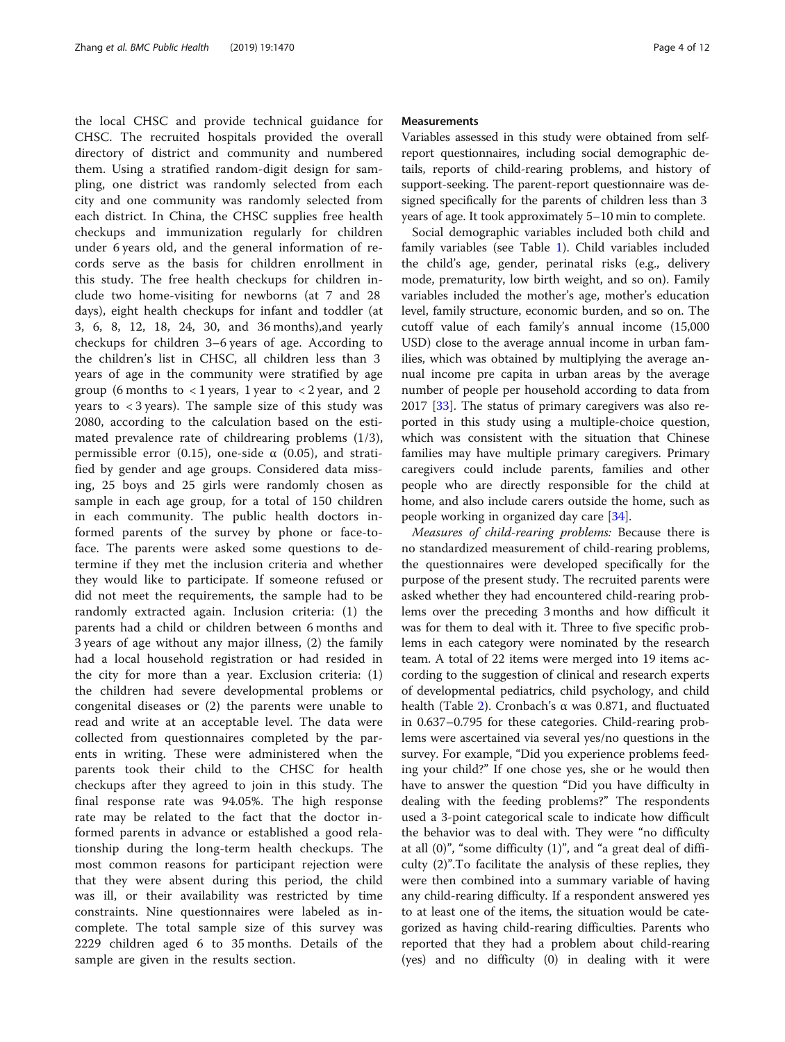the local CHSC and provide technical guidance for CHSC. The recruited hospitals provided the overall directory of district and community and numbered them. Using a stratified random-digit design for sampling, one district was randomly selected from each city and one community was randomly selected from each district. In China, the CHSC supplies free health checkups and immunization regularly for children under 6 years old, and the general information of records serve as the basis for children enrollment in this study. The free health checkups for children include two home-visiting for newborns (at 7 and 28 days), eight health checkups for infant and toddler (at 3, 6, 8, 12, 18, 24, 30, and 36 months),and yearly checkups for children 3–6 years of age. According to the children's list in CHSC, all children less than 3 years of age in the community were stratified by age group (6 months to < 1 years, 1 year to < 2 year, and 2 years to < 3 years). The sample size of this study was 2080, according to the calculation based on the estimated prevalence rate of childrearing problems (1/3), permissible error (0.15), one-side α (0.05), and stratified by gender and age groups. Considered data missing, 25 boys and 25 girls were randomly chosen as sample in each age group, for a total of 150 children in each community. The public health doctors informed parents of the survey by phone or face-to-face. The parents were asked some questions to determine if they met the inclusion criteria and whether they would like to participate. If someone refused or did not meet the requirements, the sample had to be randomly extracted again. Inclusion criteria: (1) the parents had a child or children between 6 months and 3 years of age without any major illness, (2) the family had a local household registration or had resided in the city for more than a year. Exclusion criteria: (1) the children had severe developmental problems or congenital diseases or (2) the parents were unable to read and write at an acceptable level. The data were collected from questionnaires completed by the parents in writing. These were administered when the parents took their child to the CHSC for health checkups after they agreed to join in this study. The final response rate was 94.05%. The high response rate may be related to the fact that the doctor informed parents in advance or established a good relationship during the long-term health checkups. The most common reasons for participant rejection were that they were absent during this period, the child was ill, or their availability was restricted by time constraints. Nine questionnaires were labeled as incomplete. The total sample size of this survey was 2229 children aged 6 to 35 months. Details of the sample are given in the results section.

### Measurements

Variables assessed in this study were obtained from self-report questionnaires, including social demographic details, reports of child-rearing problems, and history of support-seeking. The parent-report questionnaire was designed specifically for the parents of children less than 3 years of age. It took approximately 5–10 min to complete.

Social demographic variables included both child and family variables (see Table 1). Child variables included the child's age, gender, perinatal risks (e.g., delivery mode, prematurity, low birth weight, and so on). Family variables included the mother's age, mother's education level, family structure, economic burden, and so on. The cutoff value of each family's annual income (15,000 USD) close to the average annual income in urban families, which was obtained by multiplying the average annual income pre capita in urban areas by the average number of people per household according to data from 2017 [33]. The status of primary caregivers was also reported in this study using a multiple-choice question, which was consistent with the situation that Chinese families may have multiple primary caregivers. Primary caregivers could include parents, families and other people who are directly responsible for the child at home, and also include carers outside the home, such as people working in organized day care [34].

*Measures of child-rearing problems:* Because there is no standardized measurement of child-rearing problems, the questionnaires were developed specifically for the purpose of the present study. The recruited parents were asked whether they had encountered child-rearing problems over the preceding 3 months and how difficult it was for them to deal with it. Three to five specific problems in each category were nominated by the research team. A total of 22 items were merged into 19 items according to the suggestion of clinical and research experts of developmental pediatrics, child psychology, and child health (Table 2). Cronbach's α was 0.871, and fluctuated in 0.637–0.795 for these categories. Child-rearing problems were ascertained via several yes/no questions in the survey. For example, "Did you experience problems feeding your child?" If one chose yes, she or he would then have to answer the question "Did you have difficulty in dealing with the feeding problems?" The respondents used a 3-point categorical scale to indicate how difficult the behavior was to deal with. They were "no difficulty at all (0)", "some difficulty (1)", and "a great deal of difficulty (2)".To facilitate the analysis of these replies, they were then combined into a summary variable of having any child-rearing difficulty. If a respondent answered yes to at least one of the items, the situation would be categorized as having child-rearing difficulties. Parents who reported that they had a problem about child-rearing (yes) and no difficulty (0) in dealing with it were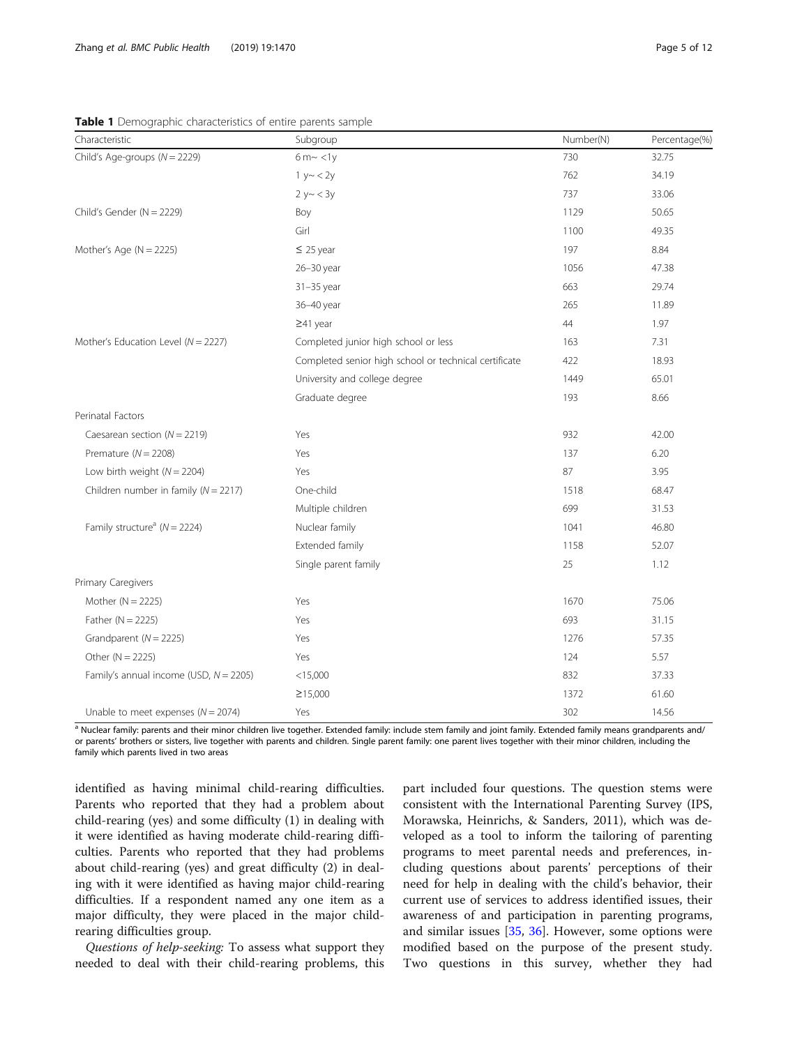**Table 1** Demographic characteristics of entire parents sample

| Characteristic | Subgroup | Number(N) | Percentage(%) |
|---|---|---|---|
| Child's Age-groups (*N* = 2229) | 6 m~ <1y | 730 | 32.75 |
| | 1 y~ < 2y | 762 | 34.19 |
| | 2 y~ < 3y | 737 | 33.06 |
| Child's Gender (N = 2229) | Boy | 1129 | 50.65 |
| | Girl | 1100 | 49.35 |
| Mother's Age (N = 2225) | ≤ 25 year | 197 | 8.84 |
| | 26–30 year | 1056 | 47.38 |
| | 31–35 year | 663 | 29.74 |
| | 36–40 year | 265 | 11.89 |
| | ≥41 year | 44 | 1.97 |
| Mother's Education Level (*N* = 2227) | Completed junior high school or less | 163 | 7.31 |
| | Completed senior high school or technical certificate | 422 | 18.93 |
| | University and college degree | 1449 | 65.01 |
| | Graduate degree | 193 | 8.66 |
| Perinatal Factors | | | |
| Caesarean section (*N* = 2219) | Yes | 932 | 42.00 |
| Premature (*N* = 2208) | Yes | 137 | 6.20 |
| Low birth weight (*N* = 2204) | Yes | 87 | 3.95 |
| Children number in family (*N* = 2217) | One-child | 1518 | 68.47 |
| | Multiple children | 699 | 31.53 |
| Family structure[a] (*N* = 2224) | Nuclear family | 1041 | 46.80 |
| | Extended family | 1158 | 52.07 |
| | Single parent family | 25 | 1.12 |
| Primary Caregivers | | | |
| Mother (N = 2225) | Yes | 1670 | 75.06 |
| Father (N = 2225) | Yes | 693 | 31.15 |
| Grandparent (*N* = 2225) | Yes | 1276 | 57.35 |
| Other (N = 2225) | Yes | 124 | 5.57 |
| Family's annual income (USD, *N* = 2205) | <15,000 | 832 | 37.33 |
| | ≥15,000 | 1372 | 61.60 |
| Unable to meet expenses (*N* = 2074) | Yes | 302 | 14.56 |

[a] Nuclear family: parents and their minor children live together. Extended family: include stem family and joint family. Extended family means grandparents and/or parents' brothers or sisters, live together with parents and children. Single parent family: one parent lives together with their minor children, including the family which parents lived in two areas

identified as having minimal child-rearing difficulties. Parents who reported that they had a problem about child-rearing (yes) and some difficulty (1) in dealing with it were identified as having moderate child-rearing difficulties. Parents who reported that they had problems about child-rearing (yes) and great difficulty (2) in dealing with it were identified as having major child-rearing difficulties. If a respondent named any one item as a major difficulty, they were placed in the major child-rearing difficulties group.

*Questions of help-seeking:* To assess what support they needed to deal with their child-rearing problems, this part included four questions. The question stems were consistent with the International Parenting Survey (IPS, Morawska, Heinrichs, & Sanders, 2011), which was developed as a tool to inform the tailoring of parenting programs to meet parental needs and preferences, including questions about parents' perceptions of their need for help in dealing with the child's behavior, their current use of services to address identified issues, their awareness of and participation in parenting programs, and similar issues [35, 36]. However, some options were modified based on the purpose of the present study. Two questions in this survey, whether they had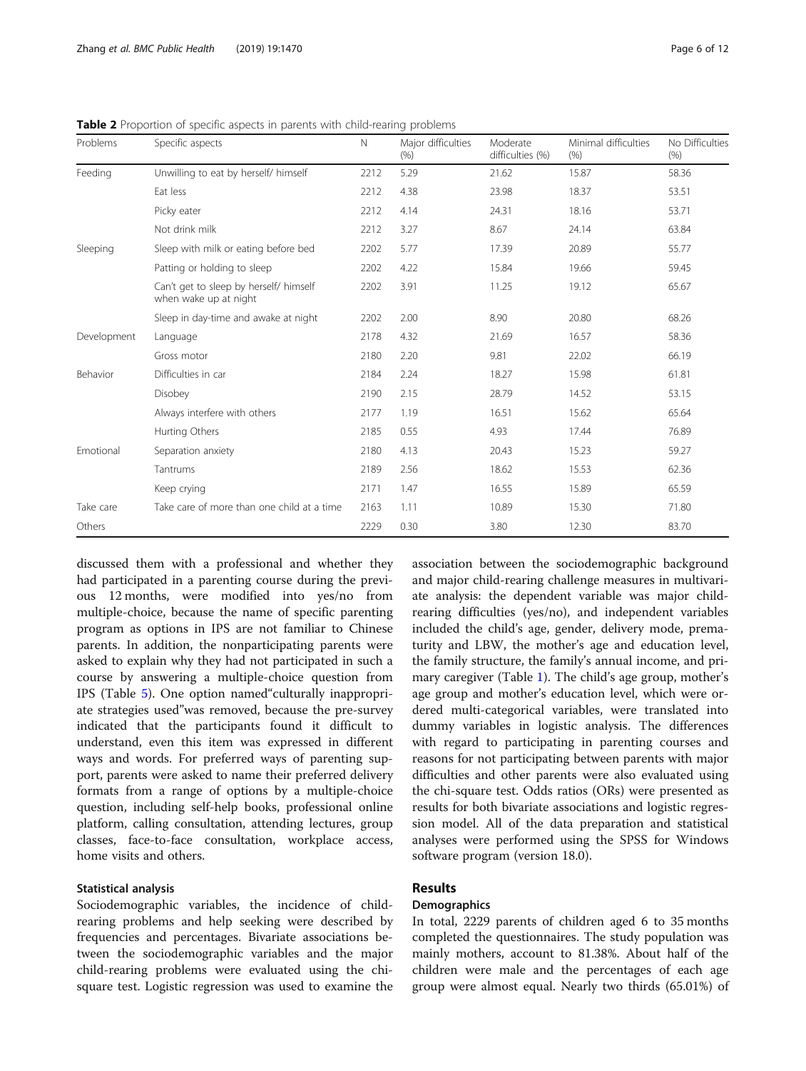**Table 2** Proportion of specific aspects in parents with child-rearing problems

| Problems | Specific aspects | N | Major difficulties (%) | Moderate difficulties (%) | Minimal difficulties (%) | No Difficulties (%) |
|---|---|---|---|---|---|---|
| Feeding | Unwilling to eat by herself/ himself | 2212 | 5.29 | 21.62 | 15.87 | 58.36 |
| | Eat less | 2212 | 4.38 | 23.98 | 18.37 | 53.51 |
| | Picky eater | 2212 | 4.14 | 24.31 | 18.16 | 53.71 |
| | Not drink milk | 2212 | 3.27 | 8.67 | 24.14 | 63.84 |
| Sleeping | Sleep with milk or eating before bed | 2202 | 5.77 | 17.39 | 20.89 | 55.77 |
| | Patting or holding to sleep | 2202 | 4.22 | 15.84 | 19.66 | 59.45 |
| | Can't get to sleep by herself/ himself when wake up at night | 2202 | 3.91 | 11.25 | 19.12 | 65.67 |
| | Sleep in day-time and awake at night | 2202 | 2.00 | 8.90 | 20.80 | 68.26 |
| Development | Language | 2178 | 4.32 | 21.69 | 16.57 | 58.36 |
| | Gross motor | 2180 | 2.20 | 9.81 | 22.02 | 66.19 |
| Behavior | Difficulties in car | 2184 | 2.24 | 18.27 | 15.98 | 61.81 |
| | Disobey | 2190 | 2.15 | 28.79 | 14.52 | 53.15 |
| | Always interfere with others | 2177 | 1.19 | 16.51 | 15.62 | 65.64 |
| | Hurting Others | 2185 | 0.55 | 4.93 | 17.44 | 76.89 |
| Emotional | Separation anxiety | 2180 | 4.13 | 20.43 | 15.23 | 59.27 |
| | Tantrums | 2189 | 2.56 | 18.62 | 15.53 | 62.36 |
| | Keep crying | 2171 | 1.47 | 16.55 | 15.89 | 65.59 |
| Take care | Take care of more than one child at a time | 2163 | 1.11 | 10.89 | 15.30 | 71.80 |
| Others | | 2229 | 0.30 | 3.80 | 12.30 | 83.70 |

discussed them with a professional and whether they had participated in a parenting course during the previous 12 months, were modified into yes/no from multiple-choice, because the name of specific parenting program as options in IPS are not familiar to Chinese parents. In addition, the nonparticipating parents were asked to explain why they had not participated in such a course by answering a multiple-choice question from IPS (Table 5). One option named"culturally inappropriate strategies used"was removed, because the pre-survey indicated that the participants found it difficult to understand, even this item was expressed in different ways and words. For preferred ways of parenting support, parents were asked to name their preferred delivery formats from a range of options by a multiple-choice question, including self-help books, professional online platform, calling consultation, attending lectures, group classes, face-to-face consultation, workplace access, home visits and others.

### Statistical analysis

Sociodemographic variables, the incidence of child-rearing problems and help seeking were described by frequencies and percentages. Bivariate associations between the sociodemographic variables and the major child-rearing problems were evaluated using the chi-square test. Logistic regression was used to examine the association between the sociodemographic background and major child-rearing challenge measures in multivariate analysis: the dependent variable was major child-rearing difficulties (yes/no), and independent variables included the child's age, gender, delivery mode, prematurity and LBW, the mother's age and education level, the family structure, the family's annual income, and primary caregiver (Table 1). The child's age group, mother's age group and mother's education level, which were ordered multi-categorical variables, were translated into dummy variables in logistic analysis. The differences with regard to participating in parenting courses and reasons for not participating between parents with major difficulties and other parents were also evaluated using the chi-square test. Odds ratios (ORs) were presented as results for both bivariate associations and logistic regression model. All of the data preparation and statistical analyses were performed using the SPSS for Windows software program (version 18.0).

## Results

### Demographics

In total, 2229 parents of children aged 6 to 35 months completed the questionnaires. The study population was mainly mothers, account to 81.38%. About half of the children were male and the percentages of each age group were almost equal. Nearly two thirds (65.01%) of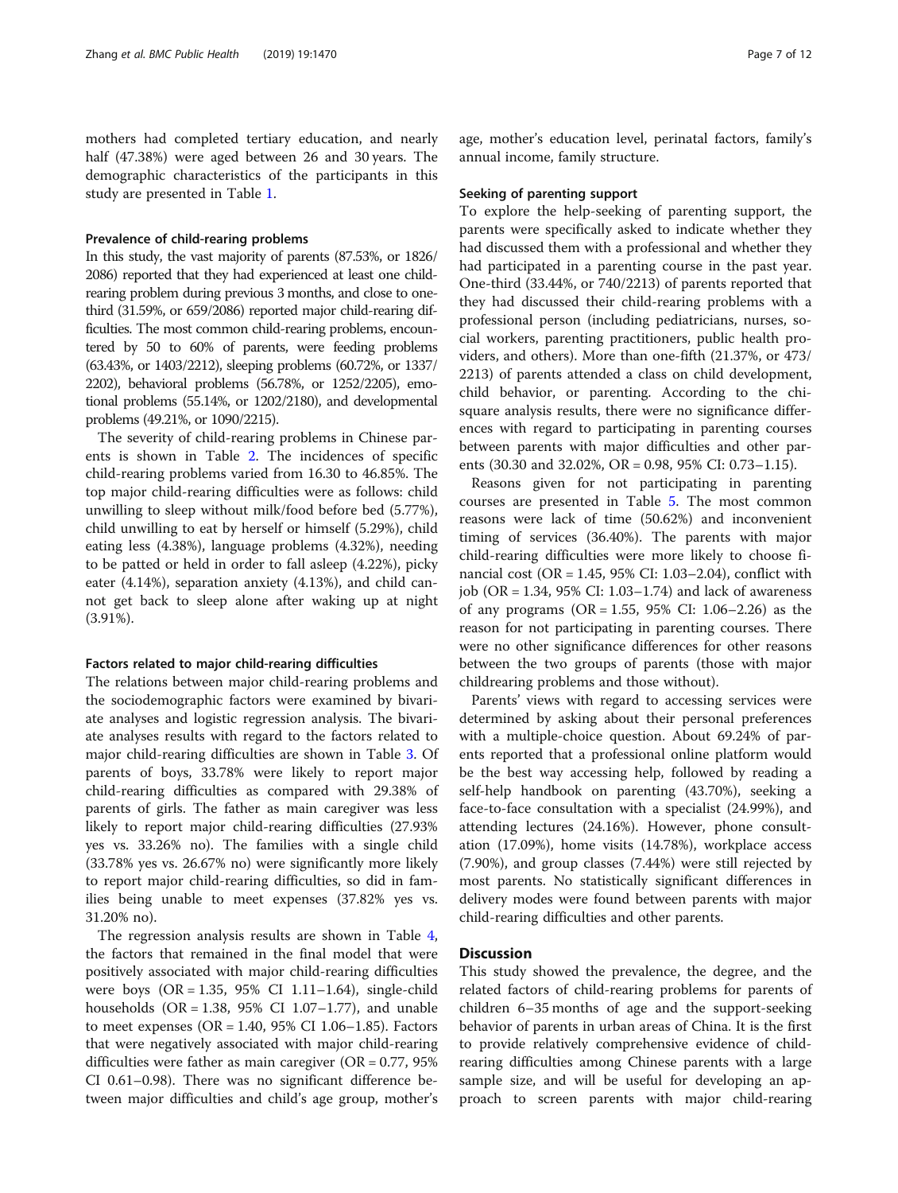mothers had completed tertiary education, and nearly half (47.38%) were aged between 26 and 30 years. The demographic characteristics of the participants in this study are presented in Table 1.

### Prevalence of child-rearing problems

In this study, the vast majority of parents (87.53%, or 1826/2086) reported that they had experienced at least one child-rearing problem during previous 3 months, and close to one-third (31.59%, or 659/2086) reported major child-rearing difficulties. The most common child-rearing problems, encountered by 50 to 60% of parents, were feeding problems (63.43%, or 1403/2212), sleeping problems (60.72%, or 1337/2202), behavioral problems (56.78%, or 1252/2205), emotional problems (55.14%, or 1202/2180), and developmental problems (49.21%, or 1090/2215).

The severity of child-rearing problems in Chinese parents is shown in Table 2. The incidences of specific child-rearing problems varied from 16.30 to 46.85%. The top major child-rearing difficulties were as follows: child unwilling to sleep without milk/food before bed (5.77%), child unwilling to eat by herself or himself (5.29%), child eating less (4.38%), language problems (4.32%), needing to be patted or held in order to fall asleep (4.22%), picky eater (4.14%), separation anxiety (4.13%), and child cannot get back to sleep alone after waking up at night (3.91%).

### Factors related to major child-rearing difficulties

The relations between major child-rearing problems and the sociodemographic factors were examined by bivariate analyses and logistic regression analysis. The bivariate analyses results with regard to the factors related to major child-rearing difficulties are shown in Table 3. Of parents of boys, 33.78% were likely to report major child-rearing difficulties as compared with 29.38% of parents of girls. The father as main caregiver was less likely to report major child-rearing difficulties (27.93% yes vs. 33.26% no). The families with a single child (33.78% yes vs. 26.67% no) were significantly more likely to report major child-rearing difficulties, so did in families being unable to meet expenses (37.82% yes vs. 31.20% no).

The regression analysis results are shown in Table 4, the factors that remained in the final model that were positively associated with major child-rearing difficulties were boys (OR = 1.35, 95% CI 1.11–1.64), single-child households (OR = 1.38, 95% CI 1.07–1.77), and unable to meet expenses (OR = 1.40, 95% CI 1.06–1.85). Factors that were negatively associated with major child-rearing difficulties were father as main caregiver (OR = 0.77, 95% CI 0.61–0.98). There was no significant difference between major difficulties and child's age group, mother's age, mother's education level, perinatal factors, family's annual income, family structure.

### Seeking of parenting support

To explore the help-seeking of parenting support, the parents were specifically asked to indicate whether they had discussed them with a professional and whether they had participated in a parenting course in the past year. One-third (33.44%, or 740/2213) of parents reported that they had discussed their child-rearing problems with a professional person (including pediatricians, nurses, social workers, parenting practitioners, public health providers, and others). More than one-fifth (21.37%, or 473/2213) of parents attended a class on child development, child behavior, or parenting. According to the chi-square analysis results, there were no significance differences with regard to participating in parenting courses between parents with major difficulties and other parents (30.30 and 32.02%, OR = 0.98, 95% CI: 0.73–1.15).

Reasons given for not participating in parenting courses are presented in Table 5. The most common reasons were lack of time (50.62%) and inconvenient timing of services (36.40%). The parents with major child-rearing difficulties were more likely to choose financial cost (OR = 1.45, 95% CI: 1.03–2.04), conflict with job (OR = 1.34, 95% CI: 1.03–1.74) and lack of awareness of any programs (OR = 1.55, 95% CI: 1.06–2.26) as the reason for not participating in parenting courses. There were no other significance differences for other reasons between the two groups of parents (those with major childrearing problems and those without).

Parents' views with regard to accessing services were determined by asking about their personal preferences with a multiple-choice question. About 69.24% of parents reported that a professional online platform would be the best way accessing help, followed by reading a self-help handbook on parenting (43.70%), seeking a face-to-face consultation with a specialist (24.99%), and attending lectures (24.16%). However, phone consultation (17.09%), home visits (14.78%), workplace access (7.90%), and group classes (7.44%) were still rejected by most parents. No statistically significant differences in delivery modes were found between parents with major child-rearing difficulties and other parents.

## Discussion

This study showed the prevalence, the degree, and the related factors of child-rearing problems for parents of children 6–35 months of age and the support-seeking behavior of parents in urban areas of China. It is the first to provide relatively comprehensive evidence of child-rearing difficulties among Chinese parents with a large sample size, and will be useful for developing an approach to screen parents with major child-rearing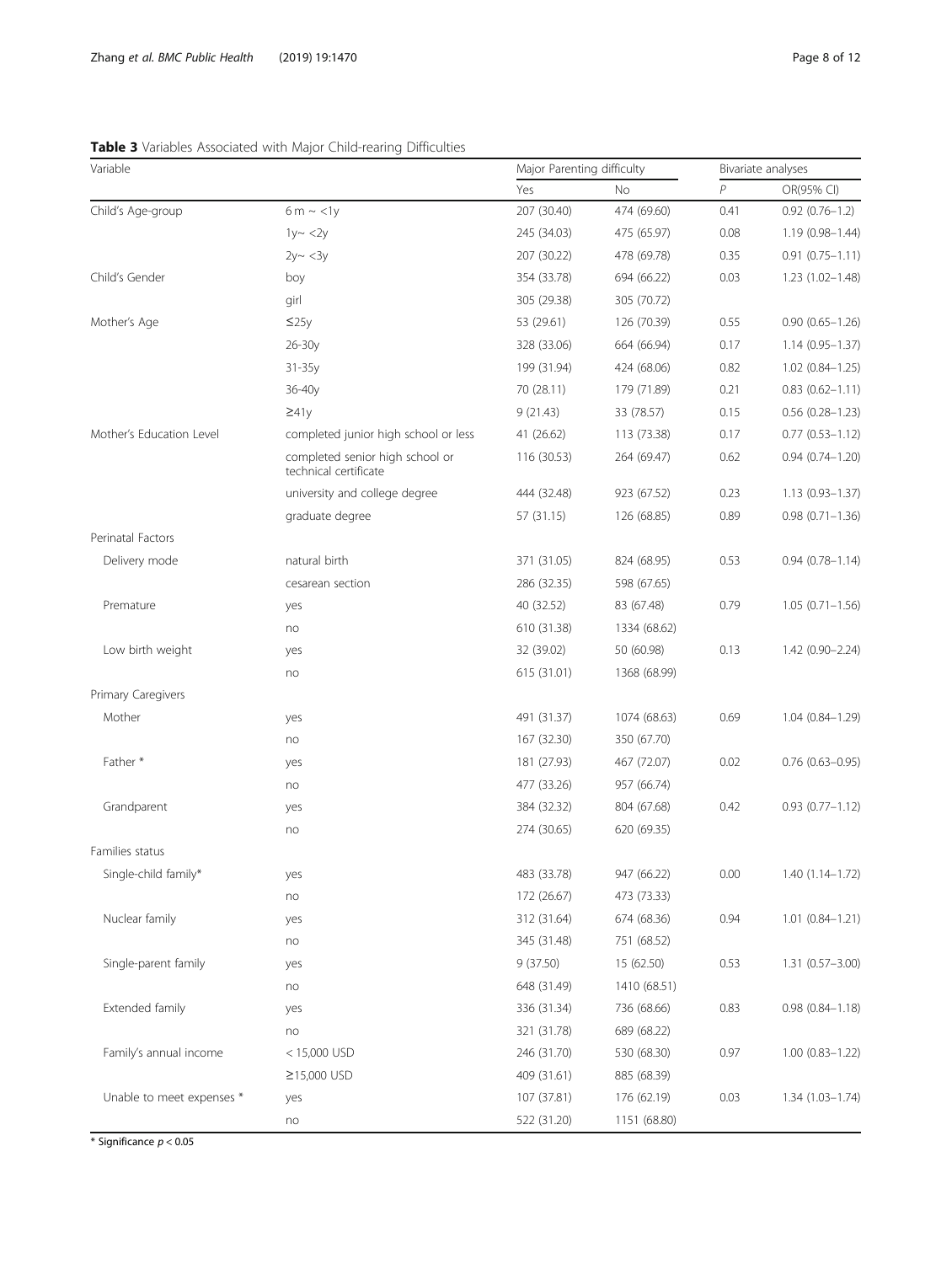**Table 3** Variables Associated with Major Child-rearing Difficulties

| Variable | | Major Parenting difficulty | | Bivariate analyses | |
|---|---|---|---|---|---|
| | | Yes | No | *P* | OR(95% CI) |
| Child's Age-group | 6 m ~ <1y | 207 (30.40) | 474 (69.60) | 0.41 | 0.92 (0.76–1.2) |
| | 1y~ <2y | 245 (34.03) | 475 (65.97) | 0.08 | 1.19 (0.98–1.44) |
| | 2y~ <3y | 207 (30.22) | 478 (69.78) | 0.35 | 0.91 (0.75–1.11) |
| Child's Gender | boy | 354 (33.78) | 694 (66.22) | 0.03 | 1.23 (1.02–1.48) |
| | girl | 305 (29.38) | 305 (70.72) | | |
| Mother's Age | ≤25y | 53 (29.61) | 126 (70.39) | 0.55 | 0.90 (0.65–1.26) |
| | 26-30y | 328 (33.06) | 664 (66.94) | 0.17 | 1.14 (0.95–1.37) |
| | 31-35y | 199 (31.94) | 424 (68.06) | 0.82 | 1.02 (0.84–1.25) |
| | 36-40y | 70 (28.11) | 179 (71.89) | 0.21 | 0.83 (0.62–1.11) |
| | ≥41y | 9 (21.43) | 33 (78.57) | 0.15 | 0.56 (0.28–1.23) |
| Mother's Education Level | completed junior high school or less | 41 (26.62) | 113 (73.38) | 0.17 | 0.77 (0.53–1.12) |
| | completed senior high school or technical certificate | 116 (30.53) | 264 (69.47) | 0.62 | 0.94 (0.74–1.20) |
| | university and college degree | 444 (32.48) | 923 (67.52) | 0.23 | 1.13 (0.93–1.37) |
| | graduate degree | 57 (31.15) | 126 (68.85) | 0.89 | 0.98 (0.71–1.36) |
| Perinatal Factors | | | | | |
| Delivery mode | natural birth | 371 (31.05) | 824 (68.95) | 0.53 | 0.94 (0.78–1.14) |
| | cesarean section | 286 (32.35) | 598 (67.65) | | |
| Premature | yes | 40 (32.52) | 83 (67.48) | 0.79 | 1.05 (0.71–1.56) |
| | no | 610 (31.38) | 1334 (68.62) | | |
| Low birth weight | yes | 32 (39.02) | 50 (60.98) | 0.13 | 1.42 (0.90–2.24) |
| | no | 615 (31.01) | 1368 (68.99) | | |
| Primary Caregivers | | | | | |
| Mother | yes | 491 (31.37) | 1074 (68.63) | 0.69 | 1.04 (0.84–1.29) |
| | no | 167 (32.30) | 350 (67.70) | | |
| Father * | yes | 181 (27.93) | 467 (72.07) | 0.02 | 0.76 (0.63–0.95) |
| | no | 477 (33.26) | 957 (66.74) | | |
| Grandparent | yes | 384 (32.32) | 804 (67.68) | 0.42 | 0.93 (0.77–1.12) |
| | no | 274 (30.65) | 620 (69.35) | | |
| Families status | | | | | |
| Single-child family* | yes | 483 (33.78) | 947 (66.22) | 0.00 | 1.40 (1.14–1.72) |
| | no | 172 (26.67) | 473 (73.33) | | |
| Nuclear family | yes | 312 (31.64) | 674 (68.36) | 0.94 | 1.01 (0.84–1.21) |
| | no | 345 (31.48) | 751 (68.52) | | |
| Single-parent family | yes | 9 (37.50) | 15 (62.50) | 0.53 | 1.31 (0.57–3.00) |
| | no | 648 (31.49) | 1410 (68.51) | | |
| Extended family | yes | 336 (31.34) | 736 (68.66) | 0.83 | 0.98 (0.84–1.18) |
| | no | 321 (31.78) | 689 (68.22) | | |
| Family's annual income | < 15,000 USD | 246 (31.70) | 530 (68.30) | 0.97 | 1.00 (0.83–1.22) |
| | ≥15,000 USD | 409 (31.61) | 885 (68.39) | | |
| Unable to meet expenses * | yes | 107 (37.81) | 176 (62.19) | 0.03 | 1.34 (1.03–1.74) |
| | no | 522 (31.20) | 1151 (68.80) | | |

* Significance $p < 0.05$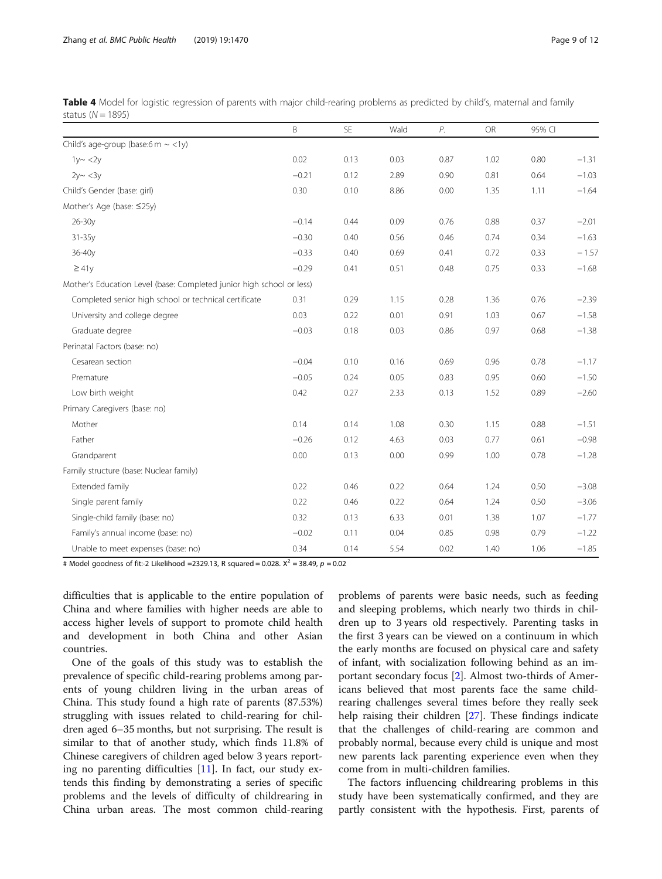**Table 4** Model for logistic regression of parents with major child-rearing problems as predicted by child's, maternal and family status ($N = 1895$)

| | B | SE | Wald | P. | OR | 95% CI | |
|---|---|---|---|---|---|---|---|
| Child's age-group (base:6 m ~ <1y) | | | | | | | |
| 1y~ <2y | 0.02 | 0.13 | 0.03 | 0.87 | 1.02 | 0.80 | −1.31 |
| 2y~ <3y | −0.21 | 0.12 | 2.89 | 0.90 | 0.81 | 0.64 | −1.03 |
| Child's Gender (base: girl) | 0.30 | 0.10 | 8.86 | 0.00 | 1.35 | 1.11 | −1.64 |
| Mother's Age (base: ≤25y) | | | | | | | |
| 26-30y | −0.14 | 0.44 | 0.09 | 0.76 | 0.88 | 0.37 | −2.01 |
| 31-35y | −0.30 | 0.40 | 0.56 | 0.46 | 0.74 | 0.34 | −1.63 |
| 36-40y | −0.33 | 0.40 | 0.69 | 0.41 | 0.72 | 0.33 | −1.57 |
| ≥ 41y | −0.29 | 0.41 | 0.51 | 0.48 | 0.75 | 0.33 | −1.68 |
| Mother's Education Level (base: Completed junior high school or less) | | | | | | | |
| Completed senior high school or technical certificate | 0.31 | 0.29 | 1.15 | 0.28 | 1.36 | 0.76 | −2.39 |
| University and college degree | 0.03 | 0.22 | 0.01 | 0.91 | 1.03 | 0.67 | −1.58 |
| Graduate degree | −0.03 | 0.18 | 0.03 | 0.86 | 0.97 | 0.68 | −1.38 |
| Perinatal Factors (base: no) | | | | | | | |
| Cesarean section | −0.04 | 0.10 | 0.16 | 0.69 | 0.96 | 0.78 | −1.17 |
| Premature | −0.05 | 0.24 | 0.05 | 0.83 | 0.95 | 0.60 | −1.50 |
| Low birth weight | 0.42 | 0.27 | 2.33 | 0.13 | 1.52 | 0.89 | −2.60 |
| Primary Caregivers (base: no) | | | | | | | |
| Mother | 0.14 | 0.14 | 1.08 | 0.30 | 1.15 | 0.88 | −1.51 |
| Father | −0.26 | 0.12 | 4.63 | 0.03 | 0.77 | 0.61 | −0.98 |
| Grandparent | 0.00 | 0.13 | 0.00 | 0.99 | 1.00 | 0.78 | −1.28 |
| Family structure (base: Nuclear family) | | | | | | | |
| Extended family | 0.22 | 0.46 | 0.22 | 0.64 | 1.24 | 0.50 | −3.08 |
| Single parent family | 0.22 | 0.46 | 0.22 | 0.64 | 1.24 | 0.50 | −3.06 |
| Single-child family (base: no) | 0.32 | 0.13 | 6.33 | 0.01 | 1.38 | 1.07 | −1.77 |
| Family's annual income (base: no) | −0.02 | 0.11 | 0.04 | 0.85 | 0.98 | 0.79 | −1.22 |
| Unable to meet expenses (base: no) | 0.34 | 0.14 | 5.54 | 0.02 | 1.40 | 1.06 | −1.85 |

# Model goodness of fit:-2 Likelihood =2329.13, R squared = 0.028. $X^2 = 38.49$, $p = 0.02$

difficulties that is applicable to the entire population of China and where families with higher needs are able to access higher levels of support to promote child health and development in both China and other Asian countries.

One of the goals of this study was to establish the prevalence of specific child-rearing problems among parents of young children living in the urban areas of China. This study found a high rate of parents (87.53%) struggling with issues related to child-rearing for children aged 6–35 months, but not surprising. The result is similar to that of another study, which finds 11.8% of Chinese caregivers of children aged below 3 years reporting no parenting difficulties [11]. In fact, our study extends this finding by demonstrating a series of specific problems and the levels of difficulty of childrearing in China urban areas. The most common child-rearing problems of parents were basic needs, such as feeding and sleeping problems, which nearly two thirds in children up to 3 years old respectively. Parenting tasks in the first 3 years can be viewed on a continuum in which the early months are focused on physical care and safety of infant, with socialization following behind as an important secondary focus [2]. Almost two-thirds of Americans believed that most parents face the same child-rearing challenges several times before they really seek help raising their children [27]. These findings indicate that the challenges of child-rearing are common and probably normal, because every child is unique and most new parents lack parenting experience even when they come from in multi-children families.

The factors influencing childrearing problems in this study have been systematically confirmed, and they are partly consistent with the hypothesis. First, parents of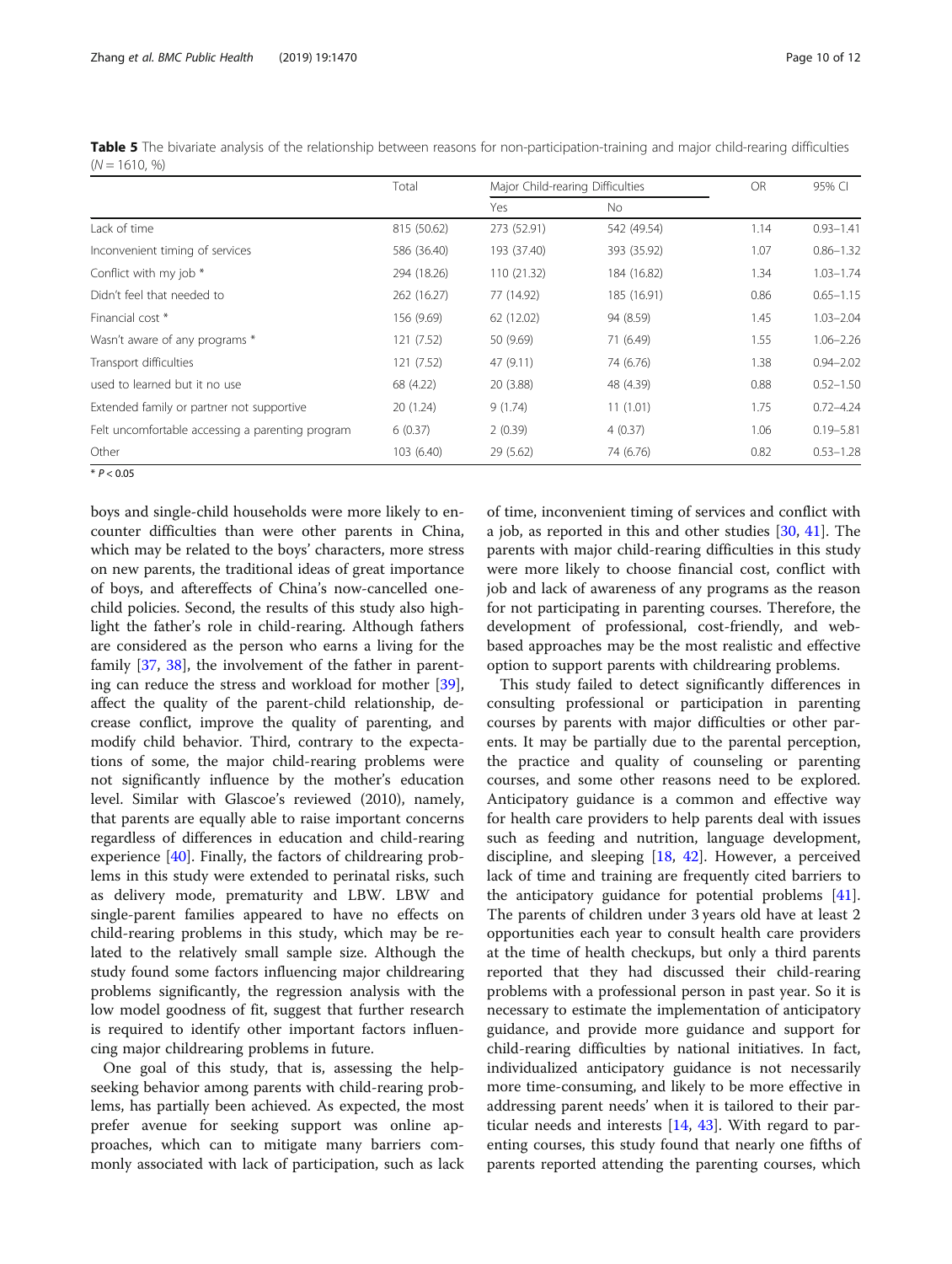**Table 5** The bivariate analysis of the relationship between reasons for non-participation-training and major child-rearing difficulties ($N = 1610$, %)

| | Total | Major Child-rearing Difficulties | | OR | 95% CI |
|---|---|---|---|---|---|
| | | Yes | No | | |
| Lack of time | 815 (50.62) | 273 (52.91) | 542 (49.54) | 1.14 | 0.93–1.41 |
| Inconvenient timing of services | 586 (36.40) | 193 (37.40) | 393 (35.92) | 1.07 | 0.86–1.32 |
| Conflict with my job * | 294 (18.26) | 110 (21.32) | 184 (16.82) | 1.34 | 1.03–1.74 |
| Didn't feel that needed to | 262 (16.27) | 77 (14.92) | 185 (16.91) | 0.86 | 0.65–1.15 |
| Financial cost * | 156 (9.69) | 62 (12.02) | 94 (8.59) | 1.45 | 1.03–2.04 |
| Wasn't aware of any programs * | 121 (7.52) | 50 (9.69) | 71 (6.49) | 1.55 | 1.06–2.26 |
| Transport difficulties | 121 (7.52) | 47 (9.11) | 74 (6.76) | 1.38 | 0.94–2.02 |
| used to learned but it no use | 68 (4.22) | 20 (3.88) | 48 (4.39) | 0.88 | 0.52–1.50 |
| Extended family or partner not supportive | 20 (1.24) | 9 (1.74) | 11 (1.01) | 1.75 | 0.72–4.24 |
| Felt uncomfortable accessing a parenting program | 6 (0.37) | 2 (0.39) | 4 (0.37) | 1.06 | 0.19–5.81 |
| Other | 103 (6.40) | 29 (5.62) | 74 (6.76) | 0.82 | 0.53–1.28 |

* $P < 0.05$

boys and single-child households were more likely to encounter difficulties than were other parents in China, which may be related to the boys' characters, more stress on new parents, the traditional ideas of great importance of boys, and aftereffects of China's now-cancelled one-child policies. Second, the results of this study also highlight the father's role in child-rearing. Although fathers are considered as the person who earns a living for the family [37, 38], the involvement of the father in parenting can reduce the stress and workload for mother [39], affect the quality of the parent-child relationship, decrease conflict, improve the quality of parenting, and modify child behavior. Third, contrary to the expectations of some, the major child-rearing problems were not significantly influence by the mother's education level. Similar with Glascoe's reviewed (2010), namely, that parents are equally able to raise important concerns regardless of differences in education and child-rearing experience [40]. Finally, the factors of childrearing problems in this study were extended to perinatal risks, such as delivery mode, prematurity and LBW. LBW and single-parent families appeared to have no effects on child-rearing problems in this study, which may be related to the relatively small sample size. Although the study found some factors influencing major childrearing problems significantly, the regression analysis with the low model goodness of fit, suggest that further research is required to identify other important factors influencing major childrearing problems in future.

One goal of this study, that is, assessing the help-seeking behavior among parents with child-rearing problems, has partially been achieved. As expected, the most prefer avenue for seeking support was online approaches, which can to mitigate many barriers commonly associated with lack of participation, such as lack of time, inconvenient timing of services and conflict with a job, as reported in this and other studies [30, 41]. The parents with major child-rearing difficulties in this study were more likely to choose financial cost, conflict with job and lack of awareness of any programs as the reason for not participating in parenting courses. Therefore, the development of professional, cost-friendly, and web-based approaches may be the most realistic and effective option to support parents with childrearing problems.

This study failed to detect significantly differences in consulting professional or participation in parenting courses by parents with major difficulties or other parents. It may be partially due to the parental perception, the practice and quality of counseling or parenting courses, and some other reasons need to be explored. Anticipatory guidance is a common and effective way for health care providers to help parents deal with issues such as feeding and nutrition, language development, discipline, and sleeping [18, 42]. However, a perceived lack of time and training are frequently cited barriers to the anticipatory guidance for potential problems [41]. The parents of children under 3 years old have at least 2 opportunities each year to consult health care providers at the time of health checkups, but only a third parents reported that they had discussed their child-rearing problems with a professional person in past year. So it is necessary to estimate the implementation of anticipatory guidance, and provide more guidance and support for child-rearing difficulties by national initiatives. In fact, individualized anticipatory guidance is not necessarily more time-consuming, and likely to be more effective in addressing parent needs' when it is tailored to their particular needs and interests [14, 43]. With regard to parenting courses, this study found that nearly one fifths of parents reported attending the parenting courses, which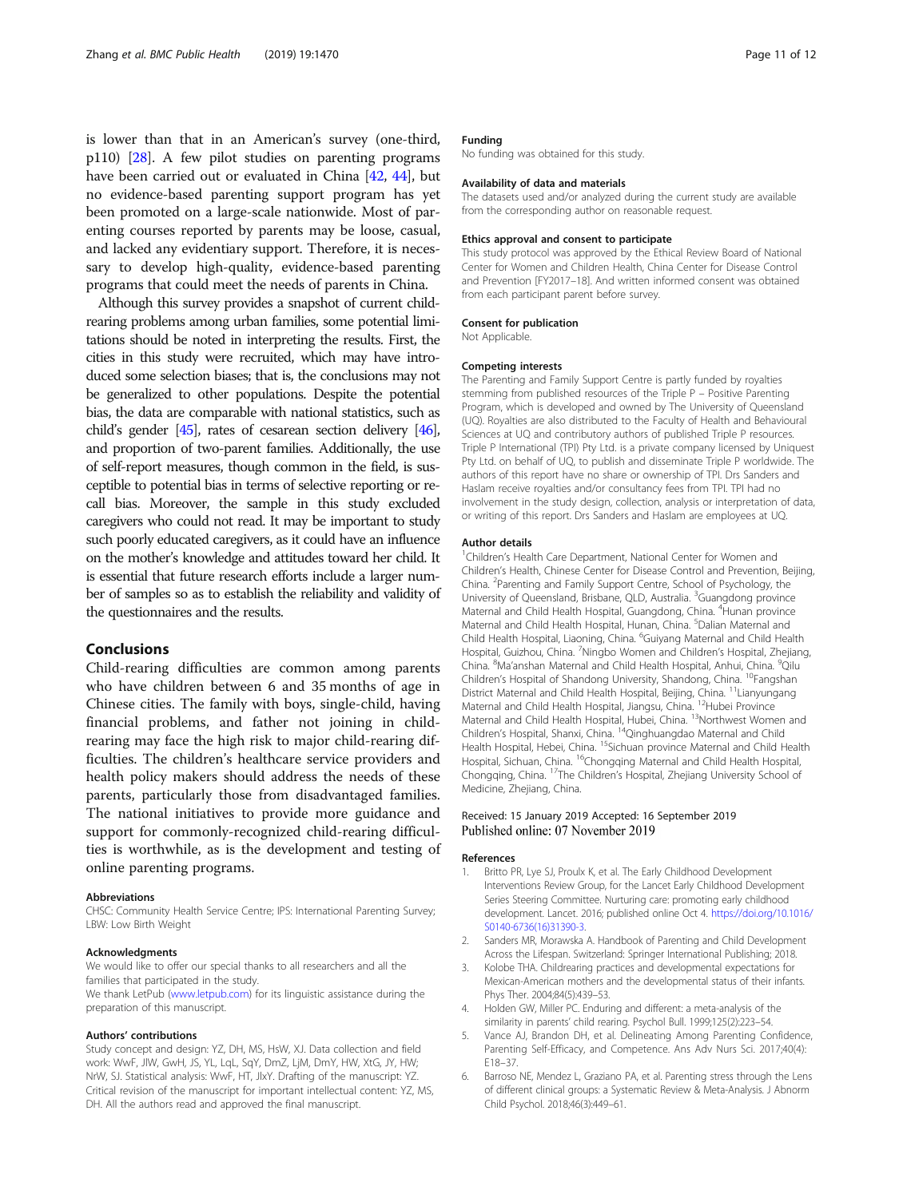is lower than that in an American's survey (one-third, p110) [28]. A few pilot studies on parenting programs have been carried out or evaluated in China [42, 44], but no evidence-based parenting support program has yet been promoted on a large-scale nationwide. Most of parenting courses reported by parents may be loose, casual, and lacked any evidentiary support. Therefore, it is necessary to develop high-quality, evidence-based parenting programs that could meet the needs of parents in China.

Although this survey provides a snapshot of current child-rearing problems among urban families, some potential limitations should be noted in interpreting the results. First, the cities in this study were recruited, which may have introduced some selection biases; that is, the conclusions may not be generalized to other populations. Despite the potential bias, the data are comparable with national statistics, such as child's gender [45], rates of cesarean section delivery [46], and proportion of two-parent families. Additionally, the use of self-report measures, though common in the field, is susceptible to potential bias in terms of selective reporting or recall bias. Moreover, the sample in this study excluded caregivers who could not read. It may be important to study such poorly educated caregivers, as it could have an influence on the mother's knowledge and attitudes toward her child. It is essential that future research efforts include a larger number of samples so as to establish the reliability and validity of the questionnaires and the results.

## Conclusions

Child-rearing difficulties are common among parents who have children between 6 and 35 months of age in Chinese cities. The family with boys, single-child, having financial problems, and father not joining in child-rearing may face the high risk to major child-rearing difficulties. The children's healthcare service providers and health policy makers should address the needs of these parents, particularly those from disadvantaged families. The national initiatives to provide more guidance and support for commonly-recognized child-rearing difficulties is worthwhile, as is the development and testing of online parenting programs.

#### Abbreviations

CHSC: Community Health Service Centre; IPS: International Parenting Survey; LBW: Low Birth Weight

#### Acknowledgments

We would like to offer our special thanks to all researchers and all the families that participated in the study.

We thank LetPub (www.letpub.com) for its linguistic assistance during the preparation of this manuscript.

#### Authors' contributions

Study concept and design: YZ, DH, MS, HsW, XJ. Data collection and field work: WwF, JlW, GwH, JS, YL, LqL, SqY, DmZ, LjM, DmY, HW, XtG, JY, HW; NrW, SJ. Statistical analysis: WwF, HT, JlxY. Drafting of the manuscript: YZ. Critical revision of the manuscript for important intellectual content: YZ, MS, DH. All the authors read and approved the final manuscript.

#### Funding

No funding was obtained for this study.

#### Availability of data and materials

The datasets used and/or analyzed during the current study are available from the corresponding author on reasonable request.

#### Ethics approval and consent to participate

This study protocol was approved by the Ethical Review Board of National Center for Women and Children Health, China Center for Disease Control and Prevention [FY2017–18]. And written informed consent was obtained from each participant parent before survey.

#### Consent for publication

Not Applicable.

#### Competing interests

The Parenting and Family Support Centre is partly funded by royalties stemming from published resources of the Triple P – Positive Parenting Program, which is developed and owned by The University of Queensland (UQ). Royalties are also distributed to the Faculty of Health and Behavioural Sciences at UQ and contributory authors of published Triple P resources. Triple P International (TPI) Pty Ltd. is a private company licensed by Uniquest Pty Ltd. on behalf of UQ, to publish and disseminate Triple P worldwide. The authors of this report have no share or ownership of TPI. Drs Sanders and Haslam receive royalties and/or consultancy fees from TPI. TPI had no involvement in the study design, collection, analysis or interpretation of data, or writing of this report. Drs Sanders and Haslam are employees at UQ.

#### Author details

[1]Children's Health Care Department, National Center for Women and Children's Health, Chinese Center for Disease Control and Prevention, Beijing, China. [2]Parenting and Family Support Centre, School of Psychology, the University of Queensland, Brisbane, QLD, Australia. [3]Guangdong province Maternal and Child Health Hospital, Guangdong, China. [4]Hunan province Maternal and Child Health Hospital, Hunan, China. [5]Dalian Maternal and Child Health Hospital, Liaoning, China. [6]Guiyang Maternal and Child Health Hospital, Guizhou, China. [7]Ningbo Women and Children's Hospital, Zhejiang, China. [8]Ma'anshan Maternal and Child Health Hospital, Anhui, China. [9]Qilu Children's Hospital of Shandong University, Shandong, China. [10]Fangshan District Maternal and Child Health Hospital, Beijing, China. [11]Lianyungang Maternal and Child Health Hospital, Jiangsu, China. [12]Hubei Province Maternal and Child Health Hospital, Hubei, China. [13]Northwest Women and Children's Hospital, Shanxi, China. [14]Qinghuangdao Maternal and Child Health Hospital, Hebei, China. [15]Sichuan province Maternal and Child Health Hospital, Sichuan, China. [16]Chongqing Maternal and Child Health Hospital, Chongqing, China. [17]The Children's Hospital, Zhejiang University School of Medicine, Zhejiang, China.

Received: 15 January 2019 Accepted: 16 September 2019
Published online: 07 November 2019

#### References

1. Britto PR, Lye SJ, Proulx K, et al. The Early Childhood Development Interventions Review Group, for the Lancet Early Childhood Development Series Steering Committee. Nurturing care: promoting early childhood development. Lancet. 2016; published online Oct 4. https://doi.org/10.1016/S0140-6736(16)31390-3.
2. Sanders MR, Morawska A. Handbook of Parenting and Child Development Across the Lifespan. Switzerland: Springer International Publishing; 2018.
3. Kolobe THA. Childrearing practices and developmental expectations for Mexican-American mothers and the developmental status of their infants. Phys Ther. 2004;84(5):439–53.
4. Holden GW, Miller PC. Enduring and different: a meta-analysis of the similarity in parents' child rearing. Psychol Bull. 1999;125(2):223–54.
5. Vance AJ, Brandon DH, et al. Delineating Among Parenting Confidence, Parenting Self-Efficacy, and Competence. Ans Adv Nurs Sci. 2017;40(4): E18–37.
6. Barroso NE, Mendez L, Graziano PA, et al. Parenting stress through the Lens of different clinical groups: a Systematic Review & Meta-Analysis. J Abnorm Child Psychol. 2018;46(3):449–61.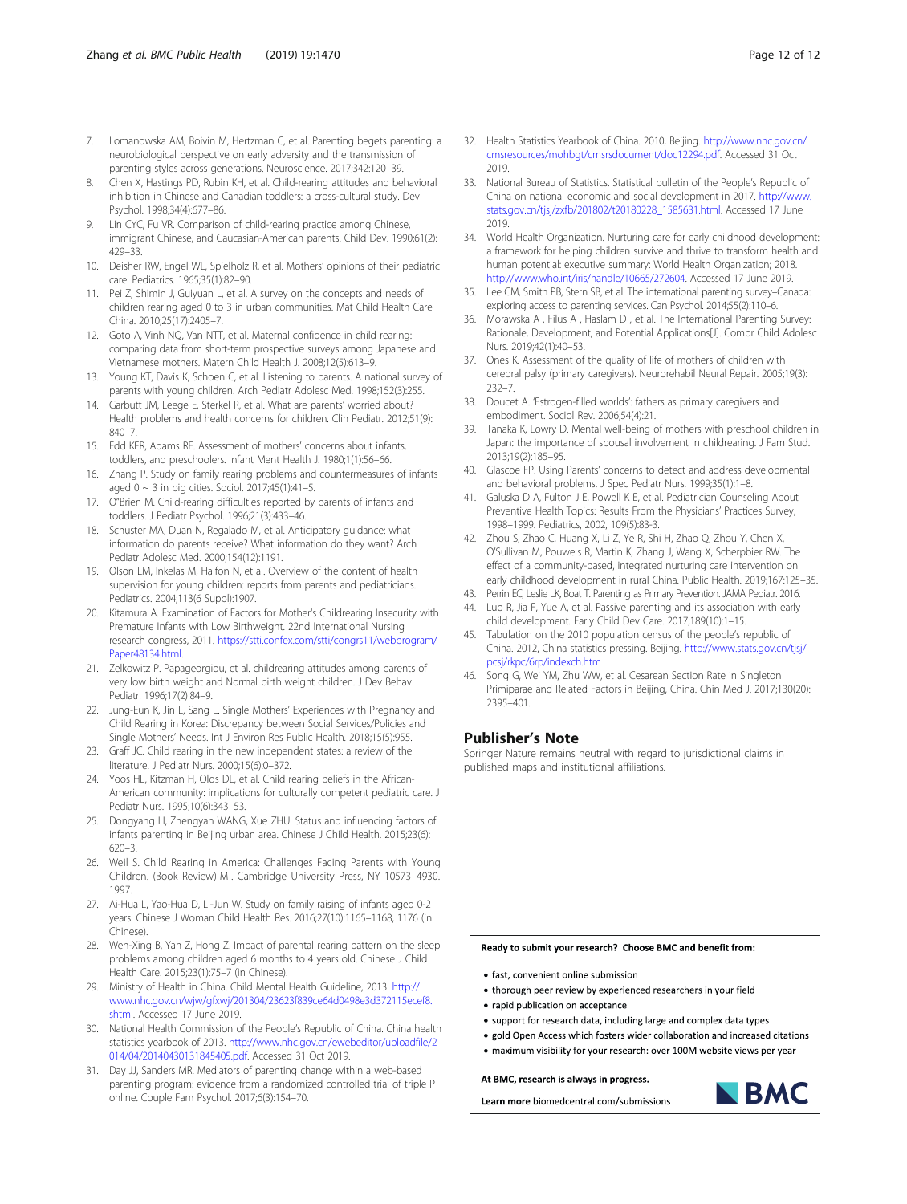7. Lomanowska AM, Boivin M, Hertzman C, et al. Parenting begets parenting: a neurobiological perspective on early adversity and the transmission of parenting styles across generations. Neuroscience. 2017;342:120–39.
8. Chen X, Hastings PD, Rubin KH, et al. Child-rearing attitudes and behavioral inhibition in Chinese and Canadian toddlers: a cross-cultural study. Dev Psychol. 1998;34(4):677–86.
9. Lin CYC, Fu VR. Comparison of child-rearing practice among Chinese, immigrant Chinese, and Caucasian-American parents. Child Dev. 1990;61(2):429–33.
10. Deisher RW, Engel WL, Spielholz R, et al. Mothers' opinions of their pediatric care. Pediatrics. 1965;35(1):82–90.
11. Pei Z, Shimin J, Guiyuan L, et al. A survey on the concepts and needs of children rearing aged 0 to 3 in urban communities. Mat Child Health Care China. 2010;25(17):2405–7.
12. Goto A, Vinh NQ, Van NTT, et al. Maternal confidence in child rearing: comparing data from short-term prospective surveys among Japanese and Vietnamese mothers. Matern Child Health J. 2008;12(5):613–9.
13. Young KT, Davis K, Schoen C, et al. Listening to parents. A national survey of parents with young children. Arch Pediatr Adolesc Med. 1998;152(3):255.
14. Garbutt JM, Leege E, Sterkel R, et al. What are parents' worried about? Health problems and health concerns for children. Clin Pediatr. 2012;51(9):840–7.
15. Edd KFR, Adams RE. Assessment of mothers' concerns about infants, toddlers, and preschoolers. Infant Ment Health J. 1980;1(1):56–66.
16. Zhang P. Study on family rearing problems and countermeasures of infants aged 0 ~ 3 in big cities. Sociol. 2017;45(1):41–5.
17. O"Brien M. Child-rearing difficulties reported by parents of infants and toddlers. J Pediatr Psychol. 1996;21(3):433–46.
18. Schuster MA, Duan N, Regalado M, et al. Anticipatory guidance: what information do parents receive? What information do they want? Arch Pediatr Adolesc Med. 2000;154(12):1191.
19. Olson LM, Inkelas M, Halfon N, et al. Overview of the content of health supervision for young children: reports from parents and pediatricians. Pediatrics. 2004;113(6 Suppl):1907.
20. Kitamura A. Examination of Factors for Mother's Childrearing Insecurity with Premature Infants with Low Birthweight. 22nd International Nursing research congress, 2011. https://stti.confex.com/stti/congrs11/webprogram/Paper48134.html.
21. Zelkowitz P. Papageorgiou, et al. childrearing attitudes among parents of very low birth weight and Normal birth weight children. J Dev Behav Pediatr. 1996;17(2):84–9.
22. Jung-Eun K, Jin L, Sang L. Single Mothers' Experiences with Pregnancy and Child Rearing in Korea: Discrepancy between Social Services/Policies and Single Mothers' Needs. Int J Environ Res Public Health. 2018;15(5):955.
23. Graff JC. Child rearing in the new independent states: a review of the literature. J Pediatr Nurs. 2000;15(6):0–372.
24. Yoos HL, Kitzman H, Olds DL, et al. Child rearing beliefs in the African-American community: implications for culturally competent pediatric care. J Pediatr Nurs. 1995;10(6):343–53.
25. Dongyang LI, Zhengyan WANG, Xue ZHU. Status and influencing factors of infants parenting in Beijing urban area. Chinese J Child Health. 2015;23(6):620–3.
26. Weil S. Child Rearing in America: Challenges Facing Parents with Young Children. (Book Review)[M]. Cambridge University Press, NY 10573–4930. 1997.
27. Ai-Hua L, Yao-Hua D, Li-Jun W. Study on family raising of infants aged 0-2 years. Chinese J Woman Child Health Res. 2016;27(10):1165–1168, 1176 (in Chinese).
28. Wen-Xing B, Yan Z, Hong Z. Impact of parental rearing pattern on the sleep problems among children aged 6 months to 4 years old. Chinese J Child Health Care. 2015;23(1):75–7 (in Chinese).
29. Ministry of Health in China. Child Mental Health Guideline, 2013. http://www.nhc.gov.cn/wjw/gfxwj/201304/23623f839ce64d0498e3d372115ecef8.shtml. Accessed 17 June 2019.
30. National Health Commission of the People's Republic of China. China health statistics yearbook of 2013. http://www.nhc.gov.cn/ewebeditor/uploadfile/2014/04/20140430131845405.pdf. Accessed 31 Oct 2019.
31. Day JJ, Sanders MR. Mediators of parenting change within a web-based parenting program: evidence from a randomized controlled trial of triple P online. Couple Fam Psychol. 2017;6(3):154–70.
32. Health Statistics Yearbook of China. 2010, Beijing. http://www.nhc.gov.cn/cmsresources/mohbgt/cmsrsdocument/doc12294.pdf. Accessed 31 Oct 2019.
33. National Bureau of Statistics. Statistical bulletin of the People's Republic of China on national economic and social development in 2017. http://www.stats.gov.cn/tjsj/zxfb/201802/t20180228_1585631.html. Accessed 17 June 2019.
34. World Health Organization. Nurturing care for early childhood development: a framework for helping children survive and thrive to transform health and human potential: executive summary: World Health Organization; 2018. http://www.who.int/iris/handle/10665/272604. Accessed 17 June 2019.
35. Lee CM, Smith PB, Stern SB, et al. The international parenting survey–Canada: exploring access to parenting services. Can Psychol. 2014;55(2):110–6.
36. Morawska A , Filus A , Haslam D , et al. The International Parenting Survey: Rationale, Development, and Potential Applications[J]. Compr Child Adolesc Nurs. 2019;42(1):40–53.
37. Ones K. Assessment of the quality of life of mothers of children with cerebral palsy (primary caregivers). Neurorehabil Neural Repair. 2005;19(3):232–7.
38. Doucet A. 'Estrogen-filled worlds': fathers as primary caregivers and embodiment. Sociol Rev. 2006;54(4):21.
39. Tanaka K, Lowry D. Mental well-being of mothers with preschool children in Japan: the importance of spousal involvement in childrearing. J Fam Stud. 2013;19(2):185–95.
40. Glascoe FP. Using Parents' concerns to detect and address developmental and behavioral problems. J Spec Pediatr Nurs. 1999;35(1):1–8.
41. Galuska D A, Fulton J E, Powell K E, et al. Pediatrician Counseling About Preventive Health Topics: Results From the Physicians' Practices Survey, 1998–1999. Pediatrics, 2002, 109(5):83-3.
42. Zhou S, Zhao C, Huang X, Li Z, Ye R, Shi H, Zhao Q, Zhou Y, Chen X, O'Sullivan M, Pouwels R, Martin K, Zhang J, Wang X, Scherpbier RW. The effect of a community-based, integrated nurturing care intervention on early childhood development in rural China. Public Health. 2019;167:125–35.
43. Perrin EC, Leslie LK, Boat T. Parenting as Primary Prevention. JAMA Pediatr. 2016.
44. Luo R, Jia F, Yue A, et al. Passive parenting and its association with early child development. Early Child Dev Care. 2017;189(10):1–15.
45. Tabulation on the 2010 population census of the people's republic of China. 2012, China statistics pressing. Beijing. http://www.stats.gov.cn/tjsj/pcsj/rkpc/6rp/indexch.htm
46. Song G, Wei YM, Zhu WW, et al. Cesarean Section Rate in Singleton Primiparae and Related Factors in Beijing, China. Chin Med J. 2017;130(20):2395–401.

## Publisher's Note

Springer Nature remains neutral with regard to jurisdictional claims in published maps and institutional affiliations.

**Ready to submit your research? Choose BMC and benefit from:**

- fast, convenient online submission
- thorough peer review by experienced researchers in your field
- rapid publication on acceptance
- support for research data, including large and complex data types
- gold Open Access which fosters wider collaboration and increased citations
- maximum visibility for your research: over 100M website views per year

**At BMC, research is always in progress.**

**Learn more** biomedcentral.com/submissions

BMC